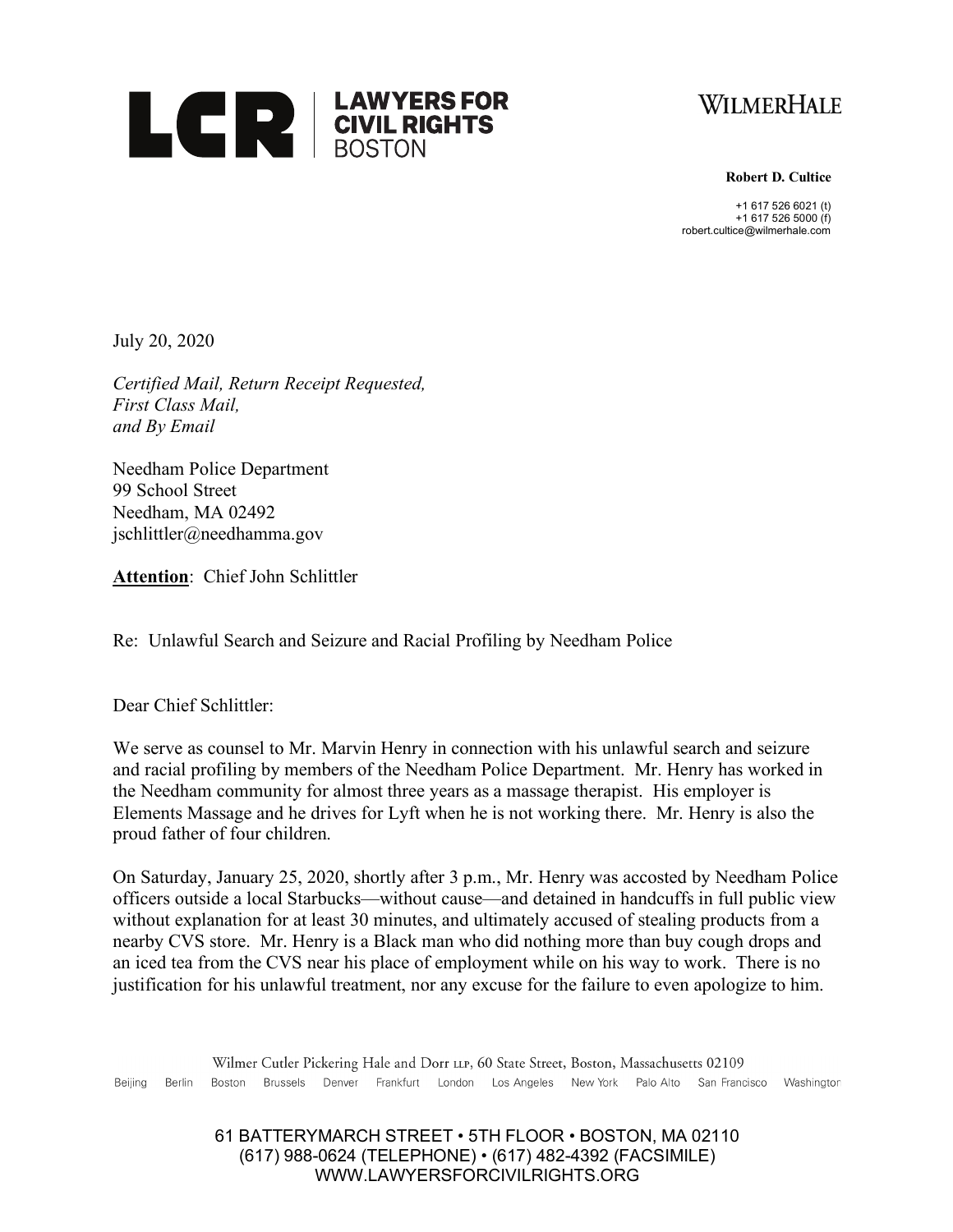**LCR | LAWYERS FOR CIVIL RIGHTS BOSTON**

**WILMERHALE**

**Robert D. Cultice**

+1 617 526 6021 (t)
+1 617 526 5000 (f)
robert.cultice@wilmerhale.com

July 20, 2020

*Certified Mail, Return Receipt Requested,*
*First Class Mail,*
*and By Email*

Needham Police Department
99 School Street
Needham, MA 02492
jschlittler@needhamma.gov

**Attention**: Chief John Schlittler

Re: Unlawful Search and Seizure and Racial Profiling by Needham Police

Dear Chief Schlittler:

We serve as counsel to Mr. Marvin Henry in connection with his unlawful search and seizure and racial profiling by members of the Needham Police Department. Mr. Henry has worked in the Needham community for almost three years as a massage therapist. His employer is Elements Massage and he drives for Lyft when he is not working there. Mr. Henry is also the proud father of four children.

On Saturday, January 25, 2020, shortly after 3 p.m., Mr. Henry was accosted by Needham Police officers outside a local Starbucks—without cause—and detained in handcuffs in full public view without explanation for at least 30 minutes, and ultimately accused of stealing products from a nearby CVS store. Mr. Henry is a Black man who did nothing more than buy cough drops and an iced tea from the CVS near his place of employment while on his way to work. There is no justification for his unlawful treatment, nor any excuse for the failure to even apologize to him.

Wilmer Cutler Pickering Hale and Dorr LLP, 60 State Street, Boston, Massachusetts 02109

Beijing Berlin Boston Brussels Denver Frankfurt London Los Angeles New York Palo Alto San Francisco Washington

61 BATTERYMARCH STREET • 5TH FLOOR • BOSTON, MA 02110
(617) 988-0624 (TELEPHONE) • (617) 482-4392 (FACSIMILE)
WWW.LAWYERSFORCIVILRIGHTS.ORG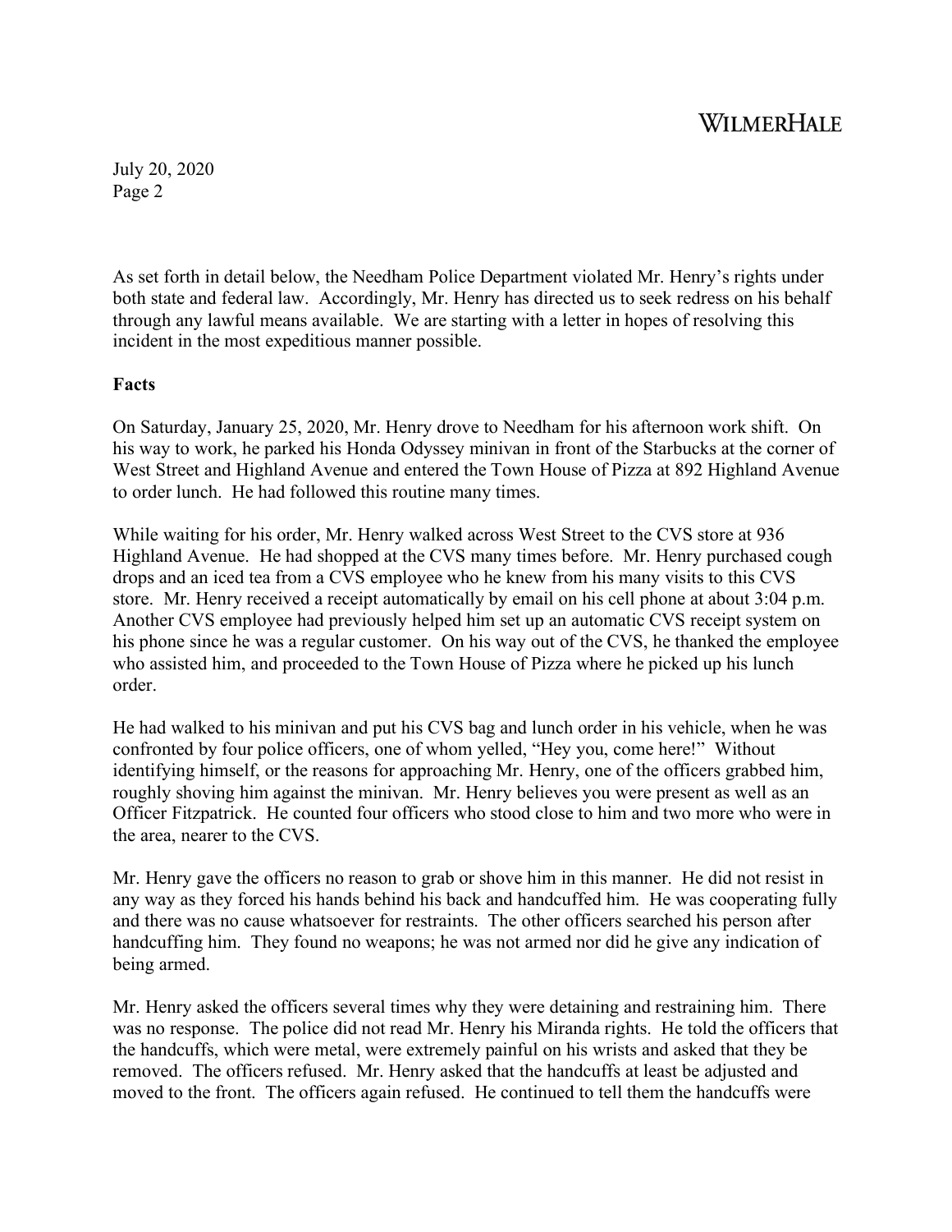As set forth in detail below, the Needham Police Department violated Mr. Henry's rights under both state and federal law. Accordingly, Mr. Henry has directed us to seek redress on his behalf through any lawful means available. We are starting with a letter in hopes of resolving this incident in the most expeditious manner possible.

**Facts**

On Saturday, January 25, 2020, Mr. Henry drove to Needham for his afternoon work shift. On his way to work, he parked his Honda Odyssey minivan in front of the Starbucks at the corner of West Street and Highland Avenue and entered the Town House of Pizza at 892 Highland Avenue to order lunch. He had followed this routine many times.

While waiting for his order, Mr. Henry walked across West Street to the CVS store at 936 Highland Avenue. He had shopped at the CVS many times before. Mr. Henry purchased cough drops and an iced tea from a CVS employee who he knew from his many visits to this CVS store. Mr. Henry received a receipt automatically by email on his cell phone at about 3:04 p.m. Another CVS employee had previously helped him set up an automatic CVS receipt system on his phone since he was a regular customer. On his way out of the CVS, he thanked the employee who assisted him, and proceeded to the Town House of Pizza where he picked up his lunch order.

He had walked to his minivan and put his CVS bag and lunch order in his vehicle, when he was confronted by four police officers, one of whom yelled, "Hey you, come here!" Without identifying himself, or the reasons for approaching Mr. Henry, one of the officers grabbed him, roughly shoving him against the minivan. Mr. Henry believes you were present as well as an Officer Fitzpatrick. He counted four officers who stood close to him and two more who were in the area, nearer to the CVS.

Mr. Henry gave the officers no reason to grab or shove him in this manner. He did not resist in any way as they forced his hands behind his back and handcuffed him. He was cooperating fully and there was no cause whatsoever for restraints. The other officers searched his person after handcuffing him. They found no weapons; he was not armed nor did he give any indication of being armed.

Mr. Henry asked the officers several times why they were detaining and restraining him. There was no response. The police did not read Mr. Henry his Miranda rights. He told the officers that the handcuffs, which were metal, were extremely painful on his wrists and asked that they be removed. The officers refused. Mr. Henry asked that the handcuffs at least be adjusted and moved to the front. The officers again refused. He continued to tell them the handcuffs were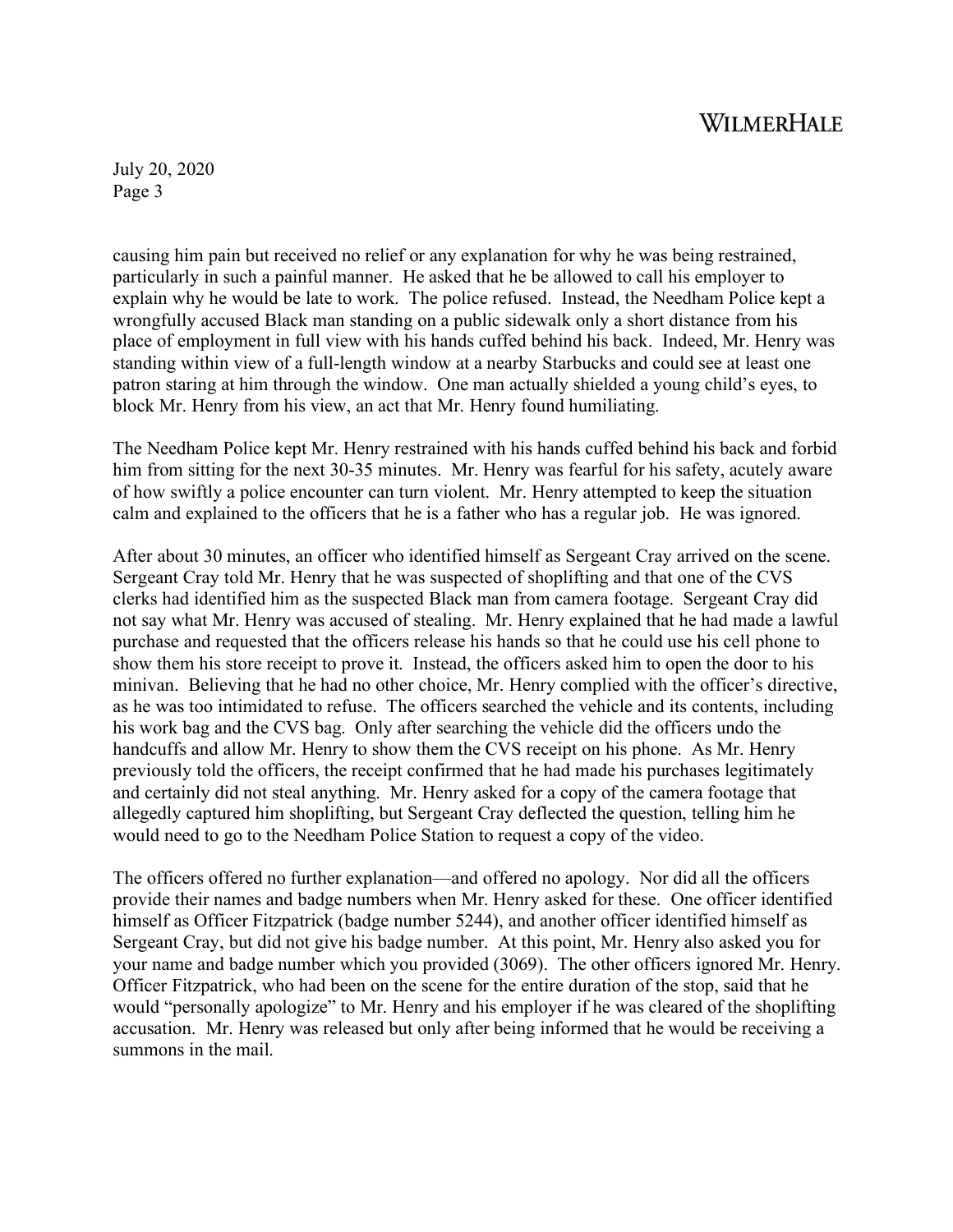causing him pain but received no relief or any explanation for why he was being restrained, particularly in such a painful manner. He asked that he be allowed to call his employer to explain why he would be late to work. The police refused. Instead, the Needham Police kept a wrongfully accused Black man standing on a public sidewalk only a short distance from his place of employment in full view with his hands cuffed behind his back. Indeed, Mr. Henry was standing within view of a full-length window at a nearby Starbucks and could see at least one patron staring at him through the window. One man actually shielded a young child's eyes, to block Mr. Henry from his view, an act that Mr. Henry found humiliating.

The Needham Police kept Mr. Henry restrained with his hands cuffed behind his back and forbid him from sitting for the next 30-35 minutes. Mr. Henry was fearful for his safety, acutely aware of how swiftly a police encounter can turn violent. Mr. Henry attempted to keep the situation calm and explained to the officers that he is a father who has a regular job. He was ignored.

After about 30 minutes, an officer who identified himself as Sergeant Cray arrived on the scene. Sergeant Cray told Mr. Henry that he was suspected of shoplifting and that one of the CVS clerks had identified him as the suspected Black man from camera footage. Sergeant Cray did not say what Mr. Henry was accused of stealing. Mr. Henry explained that he had made a lawful purchase and requested that the officers release his hands so that he could use his cell phone to show them his store receipt to prove it. Instead, the officers asked him to open the door to his minivan. Believing that he had no other choice, Mr. Henry complied with the officer's directive, as he was too intimidated to refuse. The officers searched the vehicle and its contents, including his work bag and the CVS bag. Only after searching the vehicle did the officers undo the handcuffs and allow Mr. Henry to show them the CVS receipt on his phone. As Mr. Henry previously told the officers, the receipt confirmed that he had made his purchases legitimately and certainly did not steal anything. Mr. Henry asked for a copy of the camera footage that allegedly captured him shoplifting, but Sergeant Cray deflected the question, telling him he would need to go to the Needham Police Station to request a copy of the video.

The officers offered no further explanation—and offered no apology. Nor did all the officers provide their names and badge numbers when Mr. Henry asked for these. One officer identified himself as Officer Fitzpatrick (badge number 5244), and another officer identified himself as Sergeant Cray, but did not give his badge number. At this point, Mr. Henry also asked you for your name and badge number which you provided (3069). The other officers ignored Mr. Henry. Officer Fitzpatrick, who had been on the scene for the entire duration of the stop, said that he would "personally apologize" to Mr. Henry and his employer if he was cleared of the shoplifting accusation. Mr. Henry was released but only after being informed that he would be receiving a summons in the mail.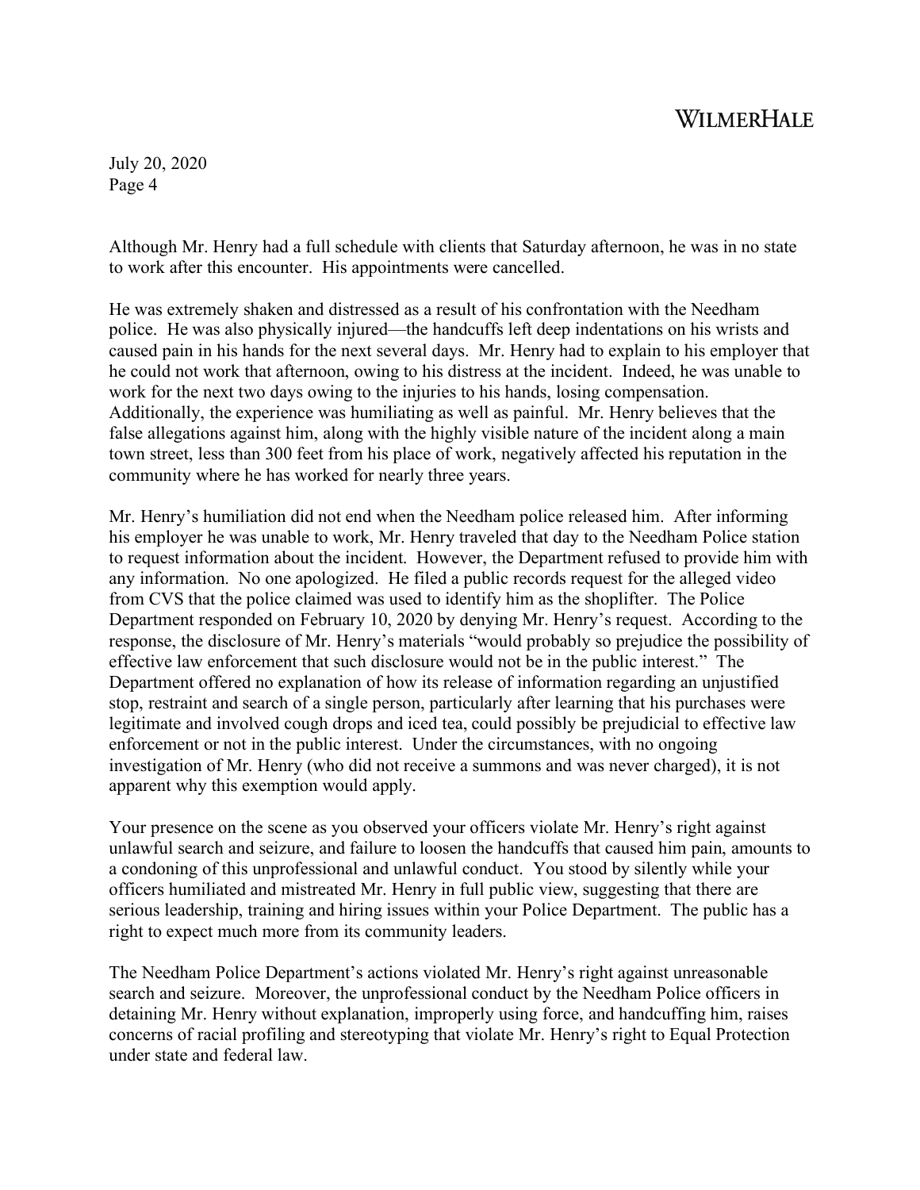Although Mr. Henry had a full schedule with clients that Saturday afternoon, he was in no state to work after this encounter. His appointments were cancelled.

He was extremely shaken and distressed as a result of his confrontation with the Needham police. He was also physically injured—the handcuffs left deep indentations on his wrists and caused pain in his hands for the next several days. Mr. Henry had to explain to his employer that he could not work that afternoon, owing to his distress at the incident. Indeed, he was unable to work for the next two days owing to the injuries to his hands, losing compensation. Additionally, the experience was humiliating as well as painful. Mr. Henry believes that the false allegations against him, along with the highly visible nature of the incident along a main town street, less than 300 feet from his place of work, negatively affected his reputation in the community where he has worked for nearly three years.

Mr. Henry's humiliation did not end when the Needham police released him. After informing his employer he was unable to work, Mr. Henry traveled that day to the Needham Police station to request information about the incident. However, the Department refused to provide him with any information. No one apologized. He filed a public records request for the alleged video from CVS that the police claimed was used to identify him as the shoplifter. The Police Department responded on February 10, 2020 by denying Mr. Henry's request. According to the response, the disclosure of Mr. Henry's materials "would probably so prejudice the possibility of effective law enforcement that such disclosure would not be in the public interest." The Department offered no explanation of how its release of information regarding an unjustified stop, restraint and search of a single person, particularly after learning that his purchases were legitimate and involved cough drops and iced tea, could possibly be prejudicial to effective law enforcement or not in the public interest. Under the circumstances, with no ongoing investigation of Mr. Henry (who did not receive a summons and was never charged), it is not apparent why this exemption would apply.

Your presence on the scene as you observed your officers violate Mr. Henry's right against unlawful search and seizure, and failure to loosen the handcuffs that caused him pain, amounts to a condoning of this unprofessional and unlawful conduct. You stood by silently while your officers humiliated and mistreated Mr. Henry in full public view, suggesting that there are serious leadership, training and hiring issues within your Police Department. The public has a right to expect much more from its community leaders.

The Needham Police Department's actions violated Mr. Henry's right against unreasonable search and seizure. Moreover, the unprofessional conduct by the Needham Police officers in detaining Mr. Henry without explanation, improperly using force, and handcuffing him, raises concerns of racial profiling and stereotyping that violate Mr. Henry's right to Equal Protection under state and federal law.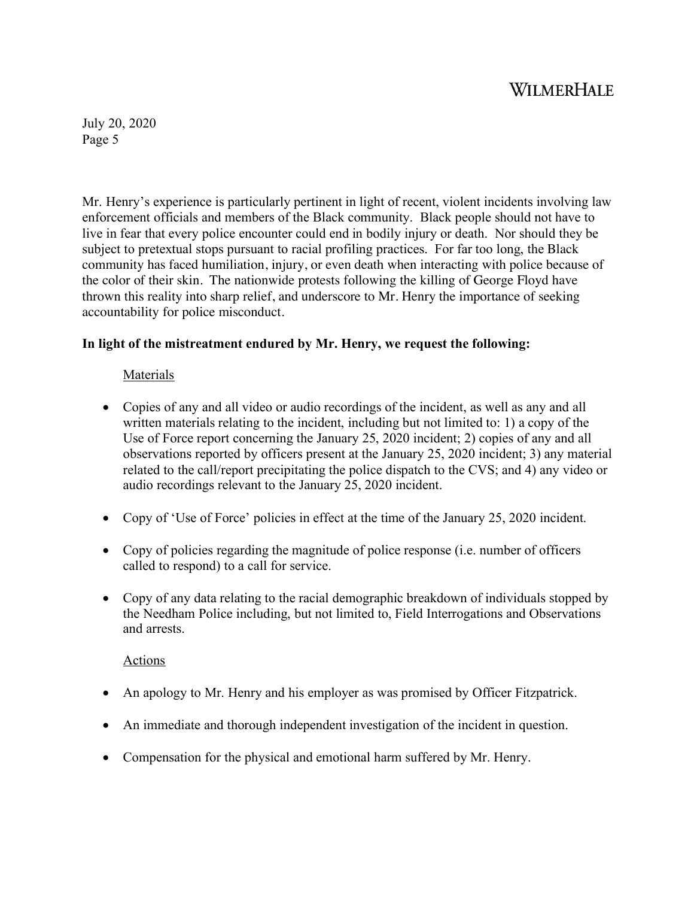Mr. Henry's experience is particularly pertinent in light of recent, violent incidents involving law enforcement officials and members of the Black community. Black people should not have to live in fear that every police encounter could end in bodily injury or death. Nor should they be subject to pretextual stops pursuant to racial profiling practices. For far too long, the Black community has faced humiliation, injury, or even death when interacting with police because of the color of their skin. The nationwide protests following the killing of George Floyd have thrown this reality into sharp relief, and underscore to Mr. Henry the importance of seeking accountability for police misconduct.

**In light of the mistreatment endured by Mr. Henry, we request the following:**

<u>Materials</u>

- Copies of any and all video or audio recordings of the incident, as well as any and all written materials relating to the incident, including but not limited to: 1) a copy of the Use of Force report concerning the January 25, 2020 incident; 2) copies of any and all observations reported by officers present at the January 25, 2020 incident; 3) any material related to the call/report precipitating the police dispatch to the CVS; and 4) any video or audio recordings relevant to the January 25, 2020 incident.

- Copy of 'Use of Force' policies in effect at the time of the January 25, 2020 incident.

- Copy of policies regarding the magnitude of police response (i.e. number of officers called to respond) to a call for service.

- Copy of any data relating to the racial demographic breakdown of individuals stopped by the Needham Police including, but not limited to, Field Interrogations and Observations and arrests.

<u>Actions</u>

- An apology to Mr. Henry and his employer as was promised by Officer Fitzpatrick.

- An immediate and thorough independent investigation of the incident in question.

- Compensation for the physical and emotional harm suffered by Mr. Henry.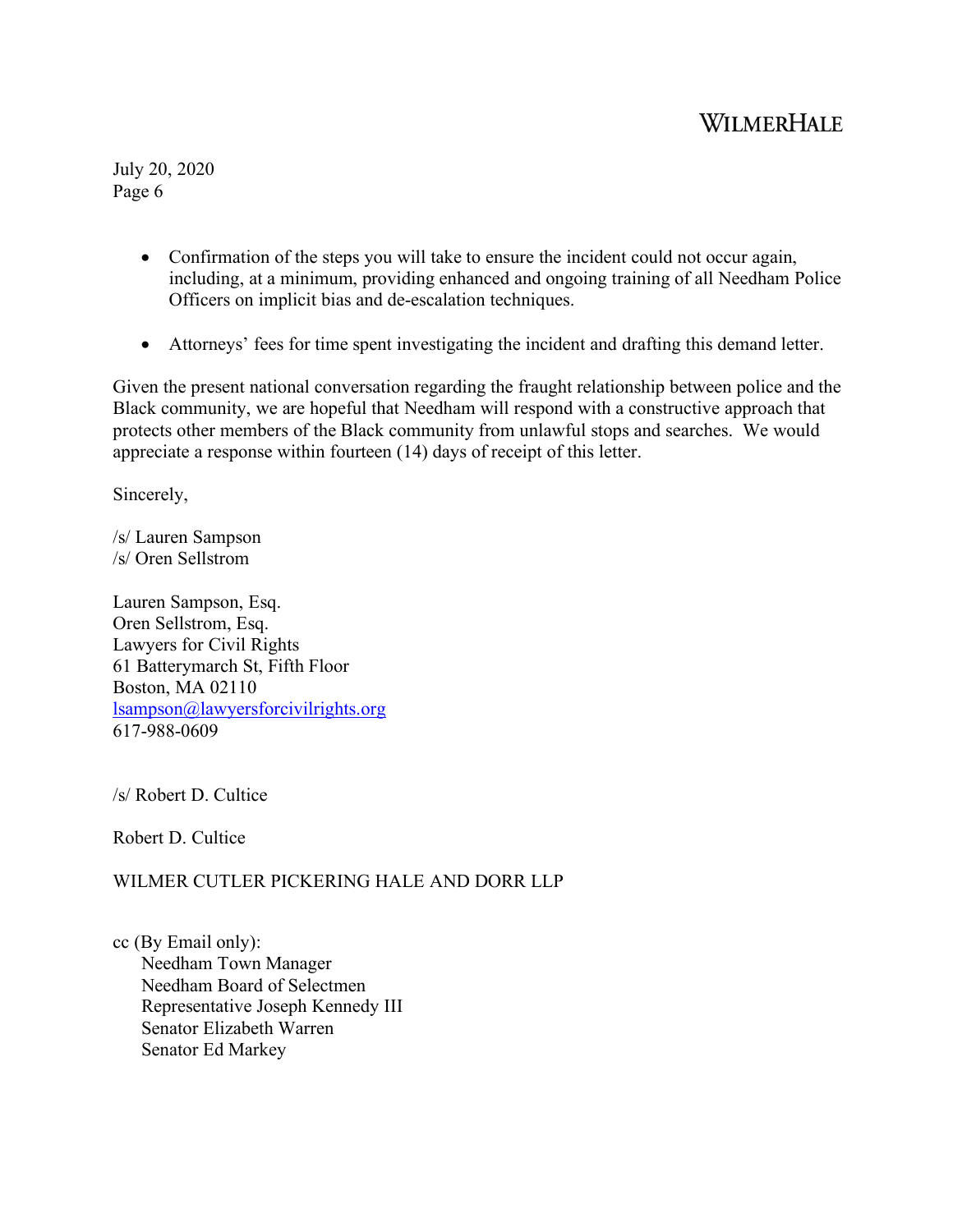- Confirmation of the steps you will take to ensure the incident could not occur again, including, at a minimum, providing enhanced and ongoing training of all Needham Police Officers on implicit bias and de-escalation techniques.

- Attorneys' fees for time spent investigating the incident and drafting this demand letter.

Given the present national conversation regarding the fraught relationship between police and the Black community, we are hopeful that Needham will respond with a constructive approach that protects other members of the Black community from unlawful stops and searches. We would appreciate a response within fourteen (14) days of receipt of this letter.

Sincerely,

/s/ Lauren Sampson
/s/ Oren Sellstrom

Lauren Sampson, Esq.
Oren Sellstrom, Esq.
Lawyers for Civil Rights
61 Batterymarch St, Fifth Floor
Boston, MA 02110
lsampson@lawyersforcivilrights.org
617-988-0609

/s/ Robert D. Cultice

Robert D. Cultice

WILMER CUTLER PICKERING HALE AND DORR LLP

cc (By Email only):
Needham Town Manager
Needham Board of Selectmen
Representative Joseph Kennedy III
Senator Elizabeth Warren
Senator Ed Markey